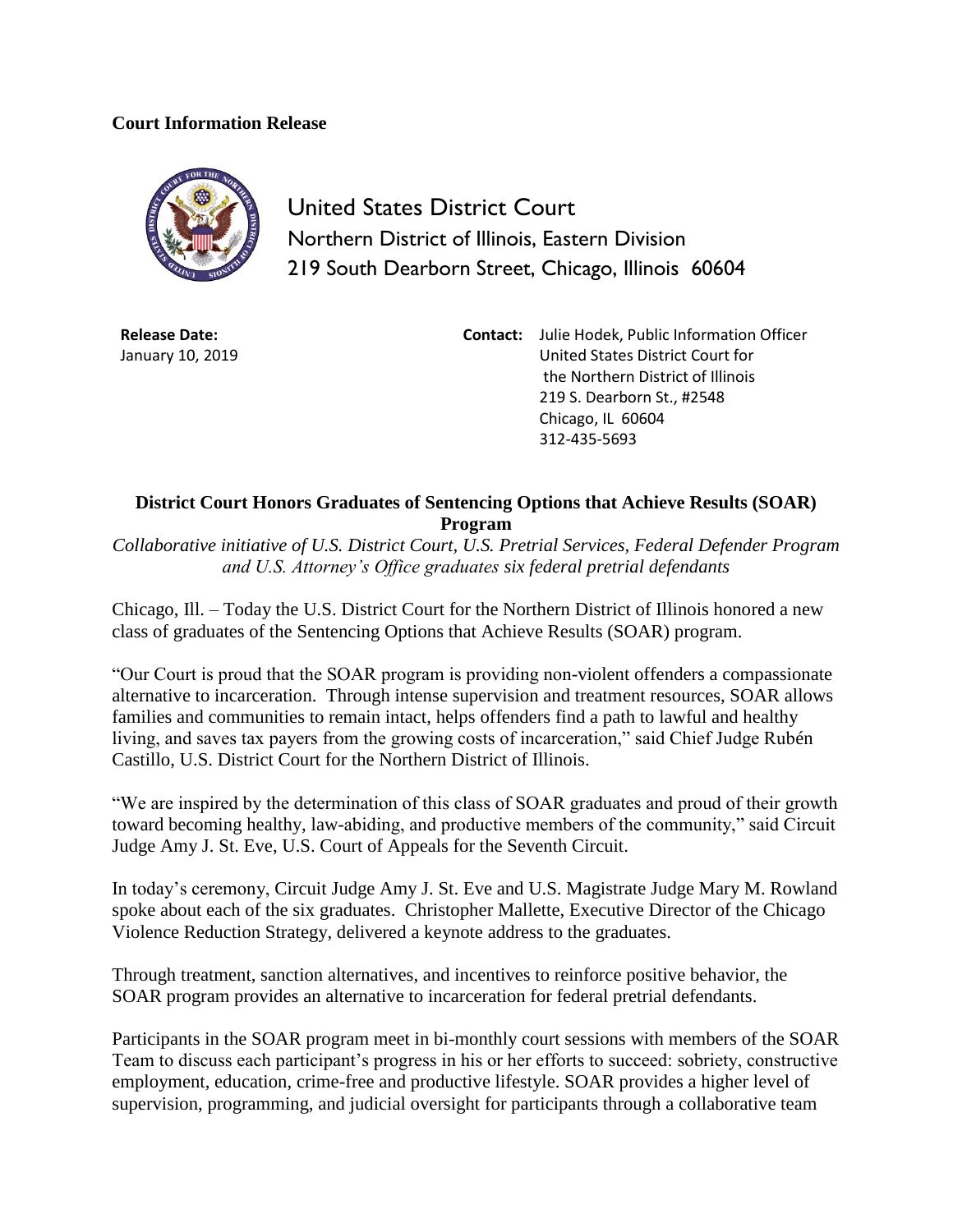**Court Information Release**

United States District Court
Northern District of Illinois, Eastern Division
219 South Dearborn Street, Chicago, Illinois 60604

**Release Date:**
January 10, 2019

**Contact:** Julie Hodek, Public Information Officer
United States District Court for
the Northern District of Illinois
219 S. Dearborn St., #2548
Chicago, IL 60604
312-435-5693

## District Court Honors Graduates of Sentencing Options that Achieve Results (SOAR) Program

*Collaborative initiative of U.S. District Court, U.S. Pretrial Services, Federal Defender Program and U.S. Attorney's Office graduates six federal pretrial defendants*

Chicago, Ill. – Today the U.S. District Court for the Northern District of Illinois honored a new class of graduates of the Sentencing Options that Achieve Results (SOAR) program.

"Our Court is proud that the SOAR program is providing non-violent offenders a compassionate alternative to incarceration. Through intense supervision and treatment resources, SOAR allows families and communities to remain intact, helps offenders find a path to lawful and healthy living, and saves tax payers from the growing costs of incarceration," said Chief Judge Rubén Castillo, U.S. District Court for the Northern District of Illinois.

"We are inspired by the determination of this class of SOAR graduates and proud of their growth toward becoming healthy, law-abiding, and productive members of the community," said Circuit Judge Amy J. St. Eve, U.S. Court of Appeals for the Seventh Circuit.

In today's ceremony, Circuit Judge Amy J. St. Eve and U.S. Magistrate Judge Mary M. Rowland spoke about each of the six graduates. Christopher Mallette, Executive Director of the Chicago Violence Reduction Strategy, delivered a keynote address to the graduates.

Through treatment, sanction alternatives, and incentives to reinforce positive behavior, the SOAR program provides an alternative to incarceration for federal pretrial defendants.

Participants in the SOAR program meet in bi-monthly court sessions with members of the SOAR Team to discuss each participant's progress in his or her efforts to succeed: sobriety, constructive employment, education, crime-free and productive lifestyle. SOAR provides a higher level of supervision, programming, and judicial oversight for participants through a collaborative team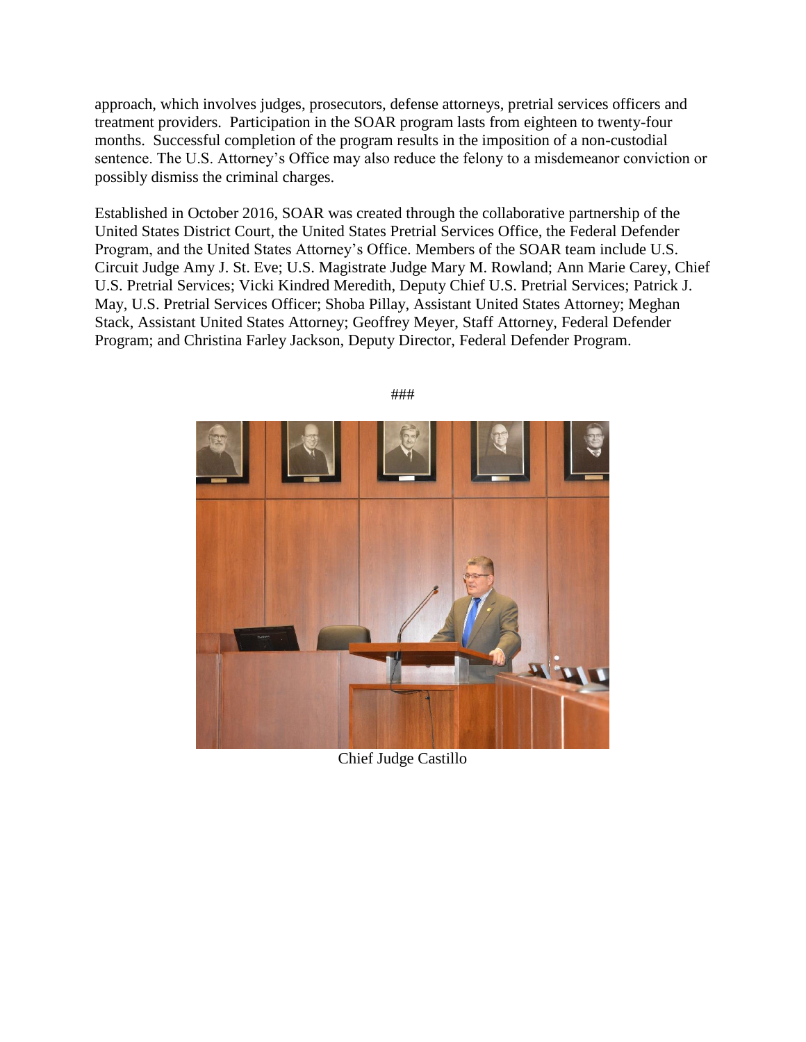approach, which involves judges, prosecutors, defense attorneys, pretrial services officers and treatment providers. Participation in the SOAR program lasts from eighteen to twenty-four months. Successful completion of the program results in the imposition of a non-custodial sentence. The U.S. Attorney's Office may also reduce the felony to a misdemeanor conviction or possibly dismiss the criminal charges.

Established in October 2016, SOAR was created through the collaborative partnership of the United States District Court, the United States Pretrial Services Office, the Federal Defender Program, and the United States Attorney's Office. Members of the SOAR team include U.S. Circuit Judge Amy J. St. Eve; U.S. Magistrate Judge Mary M. Rowland; Ann Marie Carey, Chief U.S. Pretrial Services; Vicki Kindred Meredith, Deputy Chief U.S. Pretrial Services; Patrick J. May, U.S. Pretrial Services Officer; Shoba Pillay, Assistant United States Attorney; Meghan Stack, Assistant United States Attorney; Geoffrey Meyer, Staff Attorney, Federal Defender Program; and Christina Farley Jackson, Deputy Director, Federal Defender Program.

###

Chief Judge Castillo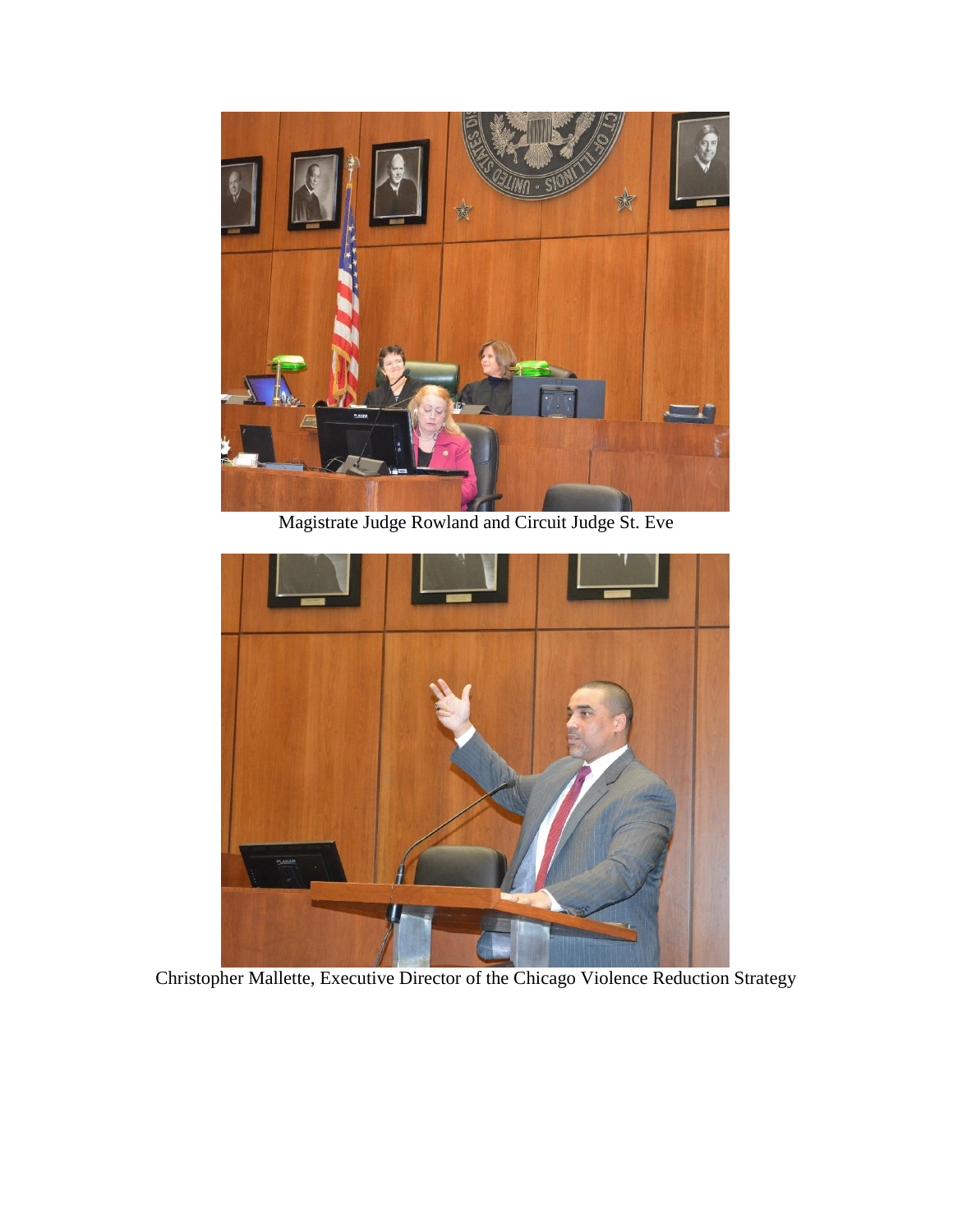Magistrate Judge Rowland and Circuit Judge St. Eve

Christopher Mallette, Executive Director of the Chicago Violence Reduction Strategy